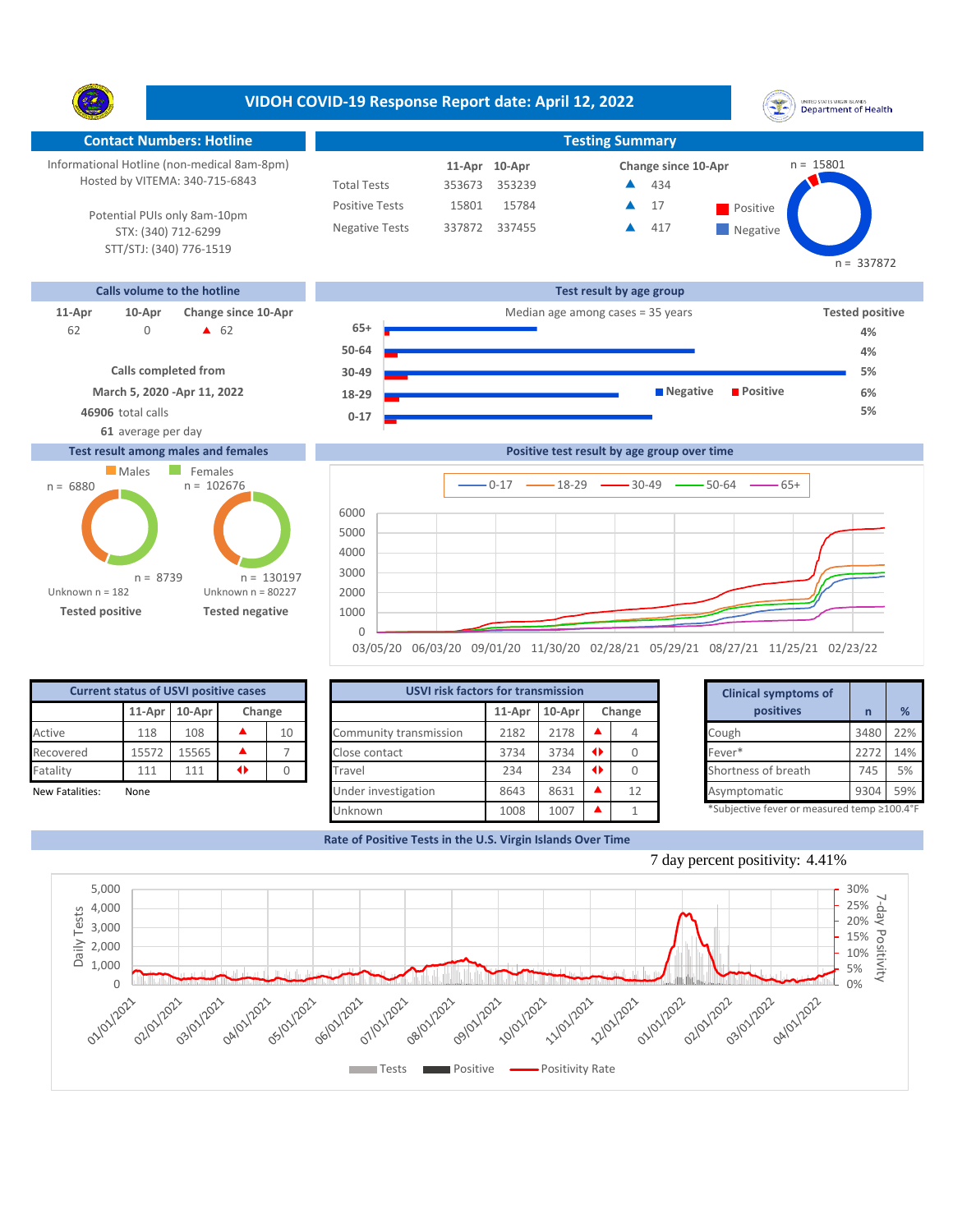# VIDOH COVID-19 Response Report date: April 12, 2022

## Contact Numbers: Hotline

Informational Hotline (non-medical 8am-8pm)
Hosted by VITEMA: 340-715-6843

Potential PUIs only 8am-10pm
STX: (340) 712-6299
STT/STJ: (340) 776-1519

## Testing Summary

| | 11-Apr | 10-Apr | Change since 10-Apr |
|---|---|---|---|
| Total Tests | 353673 | 353239 | ▲ 434 |
| Positive Tests | 15801 | 15784 | ▲ 17 |
| Negative Tests | 337872 | 337455 | ▲ 417 |

Positive n = 15801
Negative n = 337872

## Calls volume to the hotline

| 11-Apr | 10-Apr | Change since 10-Apr |
|---|---|---|
| 62 | 0 | ▲ 62 |

**Calls completed from**
**March 5, 2020 -Apr 11, 2022**
**46906** total calls
**61** average per day

## Test result by age group

Median age among cases = 35 years

| Age group | Tested positive |
|---|---|
| 65+ | 4% |
| 50-64 | 4% |
| 30-49 | 5% |
| 18-29 | 6% |
| 0-17 | 5% |

## Test result among males and females

| | Males | Females |
|---|---|---|
| Tested positive | n = 6880 | n = 8739 |
| Tested negative | n = 102676 | n = 130197 |

Unknown n = 182 (Tested positive)
Unknown n = 80227 (Tested negative)

## Positive test result by age group over time

Legend: 0-17, 18-29, 30-49, 50-64, 65+

## Current status of USVI positive cases

| | 11-Apr | 10-Apr | Change | |
|---|---|---|---|---|
| Active | 118 | 108 | ▲ | 10 |
| Recovered | 15572 | 15565 | ▲ | 7 |
| Fatality | 111 | 111 | ◄► | 0 |

New Fatalities: None

## USVI risk factors for transmission

| | 11-Apr | 10-Apr | Change | |
|---|---|---|---|---|
| Community transmission | 2182 | 2178 | ▲ | 4 |
| Close contact | 3734 | 3734 | ◄► | 0 |
| Travel | 234 | 234 | ◄► | 0 |
| Under investigation | 8643 | 8631 | ▲ | 12 |
| Unknown | 1008 | 1007 | ▲ | 1 |

## Clinical symptoms of positives

| Clinical symptoms of positives | n | % |
|---|---|---|
| Cough | 3480 | 22% |
| Fever* | 2272 | 14% |
| Shortness of breath | 745 | 5% |
| Asymptomatic | 9304 | 59% |

*Subjective fever or measured temp ≥100.4°F

## Rate of Positive Tests in the U.S. Virgin Islands Over Time

7 day percent positivity: 4.41%

Legend: Tests, Positive, Positivity Rate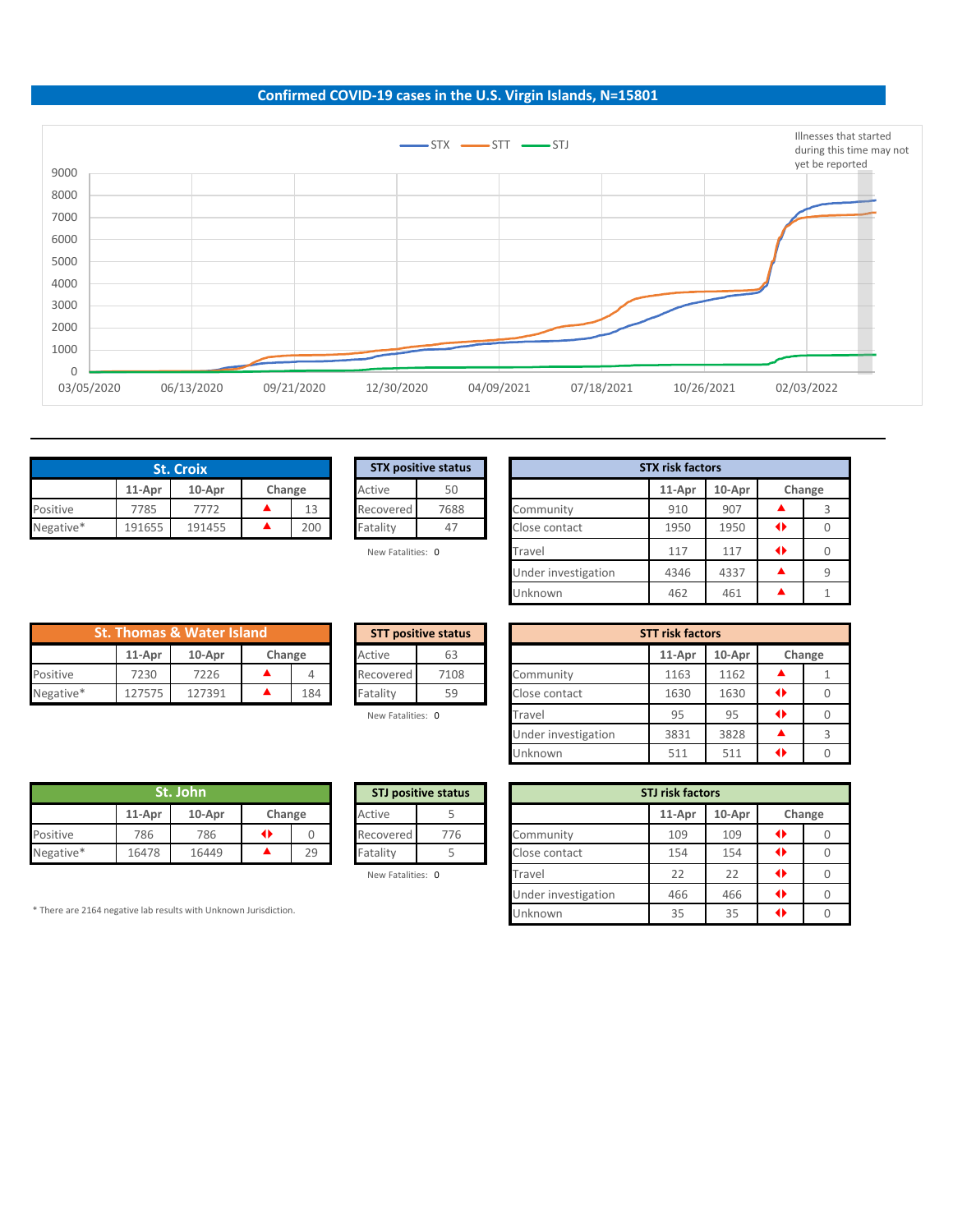## Confirmed COVID-19 cases in the U.S. Virgin Islands, N=15801

STX STT STJ

Illnesses that started during this time may not yet be reported

9000
8000
7000
6000
5000
4000
3000
2000
1000
0

03/05/2020 06/13/2020 09/21/2020 12/30/2020 04/09/2021 07/18/2021 10/26/2021 02/03/2022

| St. Croix | 11-Apr | 10-Apr | Change | |
|---|---|---|---|---|
| Positive | 7785 | 7772 | ▲ | 13 |
| Negative* | 191655 | 191455 | ▲ | 200 |

| STX positive status | |
|---|---|
| Active | 50 |
| Recovered | 7688 |
| Fatality | 47 |

New Fatalities: 0

| STX risk factors | 11-Apr | 10-Apr | Change | |
|---|---|---|---|---|
| Community | 910 | 907 | ▲ | 3 |
| Close contact | 1950 | 1950 | ◆ | 0 |
| Travel | 117 | 117 | ◆ | 0 |
| Under investigation | 4346 | 4337 | ▲ | 9 |
| Unknown | 462 | 461 | ▲ | 1 |

| St. Thomas & Water Island | 11-Apr | 10-Apr | Change | |
|---|---|---|---|---|
| Positive | 7230 | 7226 | ▲ | 4 |
| Negative* | 127575 | 127391 | ▲ | 184 |

| STT positive status | |
|---|---|
| Active | 63 |
| Recovered | 7108 |
| Fatality | 59 |

New Fatalities: 0

| STT risk factors | 11-Apr | 10-Apr | Change | |
|---|---|---|---|---|
| Community | 1163 | 1162 | ▲ | 1 |
| Close contact | 1630 | 1630 | ◆ | 0 |
| Travel | 95 | 95 | ◆ | 0 |
| Under investigation | 3831 | 3828 | ▲ | 3 |
| Unknown | 511 | 511 | ◆ | 0 |

| St. John | 11-Apr | 10-Apr | Change | |
|---|---|---|---|---|
| Positive | 786 | 786 | ◆ | 0 |
| Negative* | 16478 | 16449 | ▲ | 29 |

| STJ positive status | |
|---|---|
| Active | 5 |
| Recovered | 776 |
| Fatality | 5 |

New Fatalities: 0

| STJ risk factors | 11-Apr | 10-Apr | Change | |
|---|---|---|---|---|
| Community | 109 | 109 | ◆ | 0 |
| Close contact | 154 | 154 | ◆ | 0 |
| Travel | 22 | 22 | ◆ | 0 |
| Under investigation | 466 | 466 | ◆ | 0 |
| Unknown | 35 | 35 | ◆ | 0 |

* There are 2164 negative lab results with Unknown Jurisdiction.